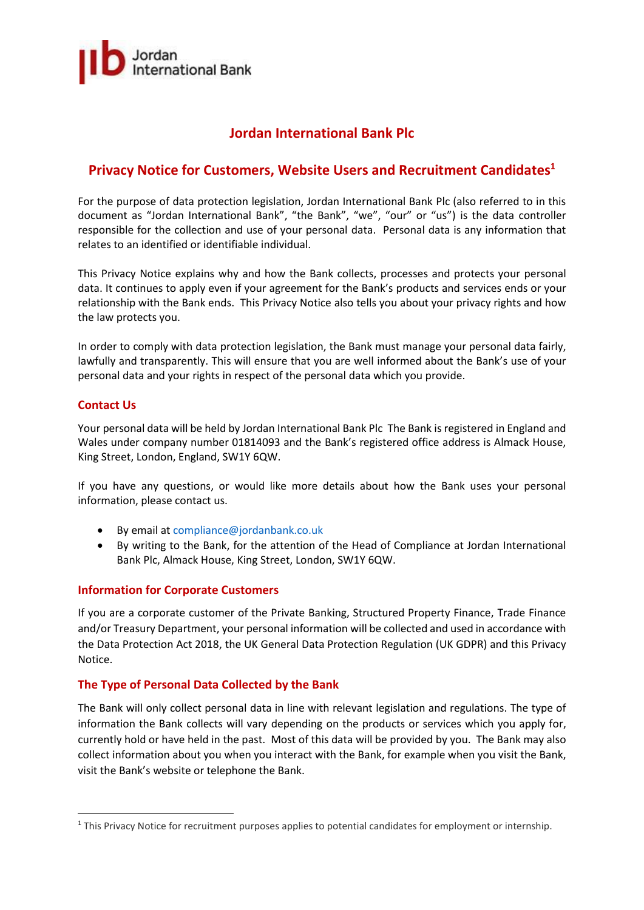# Jordan International Bank Plc

## Privacy Notice for Customers, Website Users and Recruitment Candidates[1]

For the purpose of data protection legislation, Jordan International Bank Plc (also referred to in this document as "Jordan International Bank", "the Bank", "we", "our" or "us") is the data controller responsible for the collection and use of your personal data. Personal data is any information that relates to an identified or identifiable individual.

This Privacy Notice explains why and how the Bank collects, processes and protects your personal data. It continues to apply even if your agreement for the Bank's products and services ends or your relationship with the Bank ends. This Privacy Notice also tells you about your privacy rights and how the law protects you.

In order to comply with data protection legislation, the Bank must manage your personal data fairly, lawfully and transparently. This will ensure that you are well informed about the Bank's use of your personal data and your rights in respect of the personal data which you provide.

### Contact Us

Your personal data will be held by Jordan International Bank Plc The Bank is registered in England and Wales under company number 01814093 and the Bank's registered office address is Almack House, King Street, London, England, SW1Y 6QW.

If you have any questions, or would like more details about how the Bank uses your personal information, please contact us.

- By email at compliance@jordanbank.co.uk
- By writing to the Bank, for the attention of the Head of Compliance at Jordan International Bank Plc, Almack House, King Street, London, SW1Y 6QW.

### Information for Corporate Customers

If you are a corporate customer of the Private Banking, Structured Property Finance, Trade Finance and/or Treasury Department, your personal information will be collected and used in accordance with the Data Protection Act 2018, the UK General Data Protection Regulation (UK GDPR) and this Privacy Notice.

### The Type of Personal Data Collected by the Bank

The Bank will only collect personal data in line with relevant legislation and regulations. The type of information the Bank collects will vary depending on the products or services which you apply for, currently hold or have held in the past. Most of this data will be provided by you. The Bank may also collect information about you when you interact with the Bank, for example when you visit the Bank, visit the Bank's website or telephone the Bank.

[1] This Privacy Notice for recruitment purposes applies to potential candidates for employment or internship.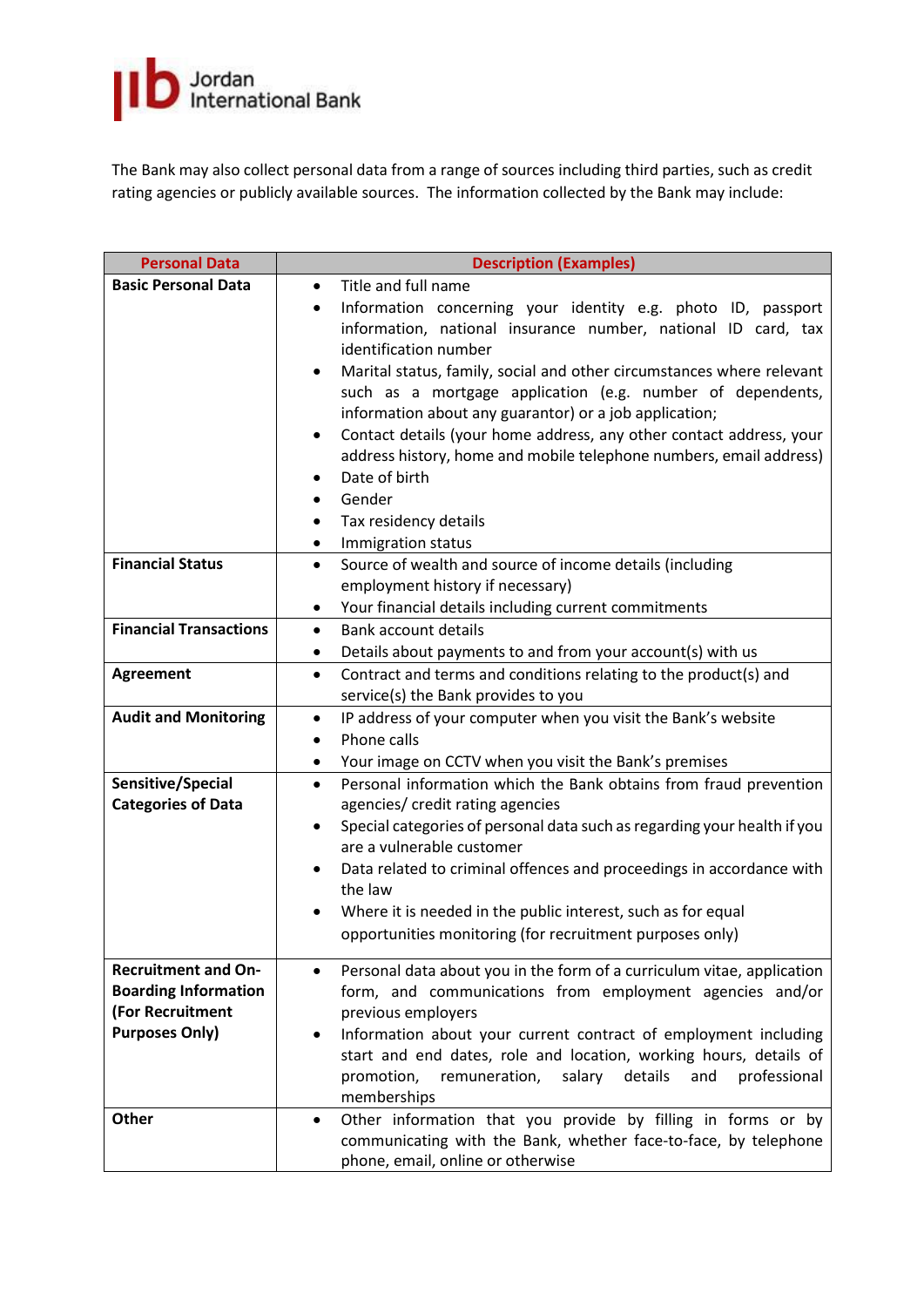The Bank may also collect personal data from a range of sources including third parties, such as credit rating agencies or publicly available sources. The information collected by the Bank may include:

| Personal Data | Description (Examples) |
|---|---|
| **Basic Personal Data** | • Title and full name<br>• Information concerning your identity e.g. photo ID, passport information, national insurance number, national ID card, tax identification number<br>• Marital status, family, social and other circumstances where relevant such as a mortgage application (e.g. number of dependents, information about any guarantor) or a job application;<br>• Contact details (your home address, any other contact address, your address history, home and mobile telephone numbers, email address)<br>• Date of birth<br>• Gender<br>• Tax residency details<br>• Immigration status |
| **Financial Status** | • Source of wealth and source of income details (including employment history if necessary)<br>• Your financial details including current commitments |
| **Financial Transactions** | • Bank account details<br>• Details about payments to and from your account(s) with us |
| **Agreement** | • Contract and terms and conditions relating to the product(s) and service(s) the Bank provides to you |
| **Audit and Monitoring** | • IP address of your computer when you visit the Bank's website<br>• Phone calls<br>• Your image on CCTV when you visit the Bank's premises |
| **Sensitive/Special Categories of Data** | • Personal information which the Bank obtains from fraud prevention agencies/ credit rating agencies<br>• Special categories of personal data such as regarding your health if you are a vulnerable customer<br>• Data related to criminal offences and proceedings in accordance with the law<br>• Where it is needed in the public interest, such as for equal opportunities monitoring (for recruitment purposes only) |
| **Recruitment and On-Boarding Information (For Recruitment Purposes Only)** | • Personal data about you in the form of a curriculum vitae, application form, and communications from employment agencies and/or previous employers<br>• Information about your current contract of employment including start and end dates, role and location, working hours, details of promotion, remuneration, salary details and professional memberships |
| **Other** | • Other information that you provide by filling in forms or by communicating with the Bank, whether face-to-face, by telephone phone, email, online or otherwise |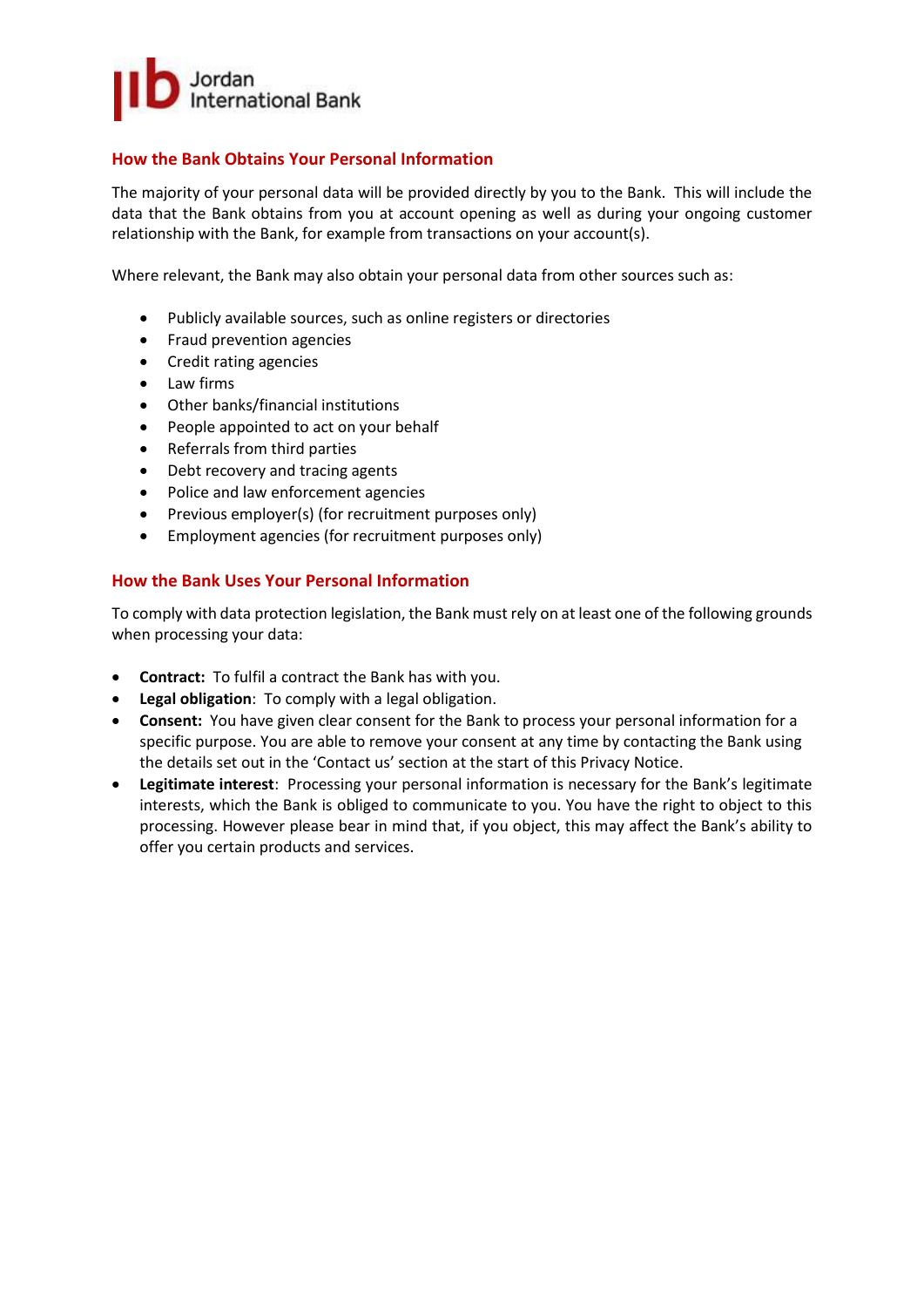## How the Bank Obtains Your Personal Information

The majority of your personal data will be provided directly by you to the Bank. This will include the data that the Bank obtains from you at account opening as well as during your ongoing customer relationship with the Bank, for example from transactions on your account(s).

Where relevant, the Bank may also obtain your personal data from other sources such as:

- Publicly available sources, such as online registers or directories
- Fraud prevention agencies
- Credit rating agencies
- Law firms
- Other banks/financial institutions
- People appointed to act on your behalf
- Referrals from third parties
- Debt recovery and tracing agents
- Police and law enforcement agencies
- Previous employer(s) (for recruitment purposes only)
- Employment agencies (for recruitment purposes only)

## How the Bank Uses Your Personal Information

To comply with data protection legislation, the Bank must rely on at least one of the following grounds when processing your data:

- **Contract:** To fulfil a contract the Bank has with you.
- **Legal obligation**: To comply with a legal obligation.
- **Consent:** You have given clear consent for the Bank to process your personal information for a specific purpose. You are able to remove your consent at any time by contacting the Bank using the details set out in the 'Contact us' section at the start of this Privacy Notice.
- **Legitimate interest**: Processing your personal information is necessary for the Bank's legitimate interests, which the Bank is obliged to communicate to you. You have the right to object to this processing. However please bear in mind that, if you object, this may affect the Bank's ability to offer you certain products and services.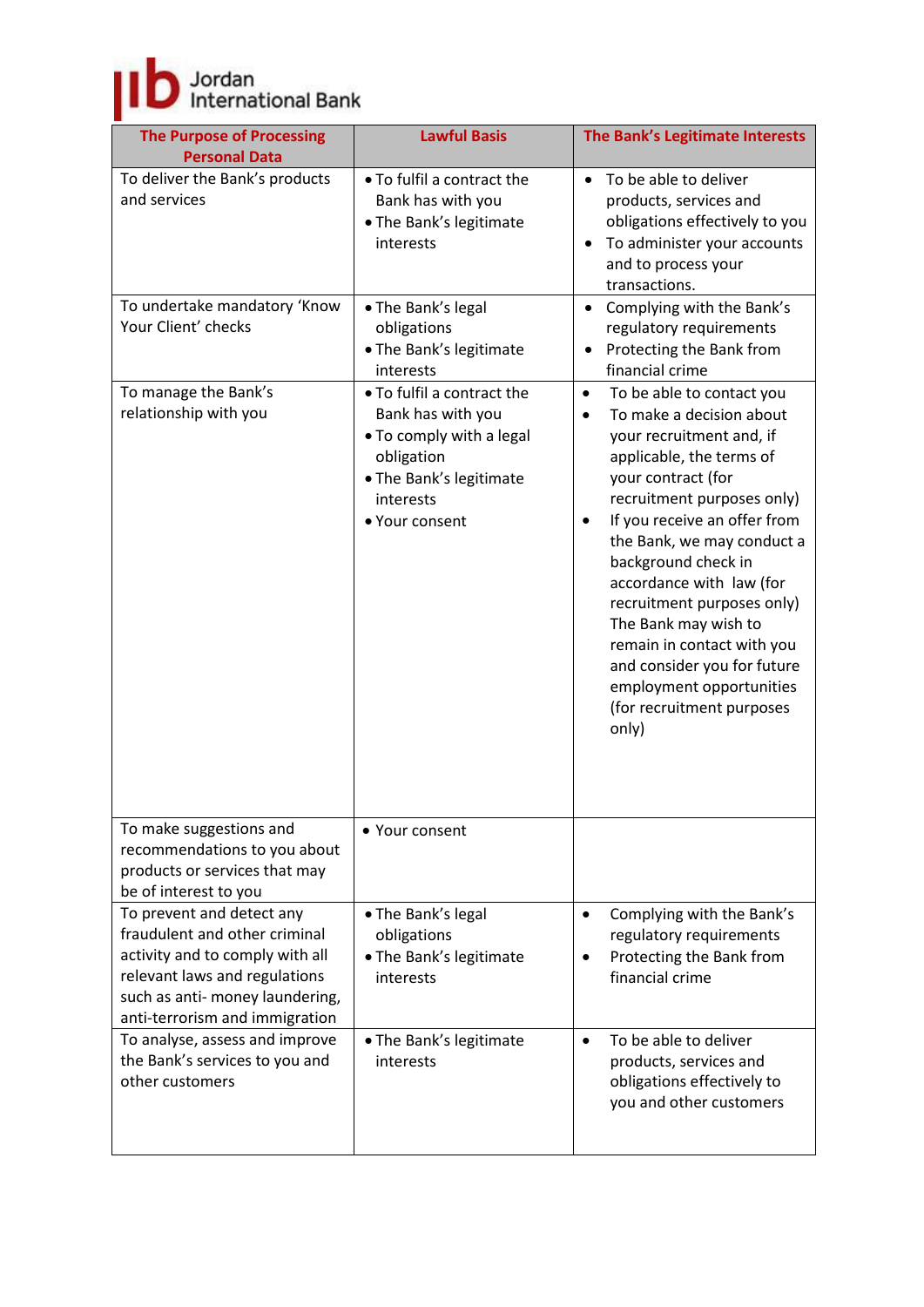| The Purpose of Processing Personal Data | Lawful Basis | The Bank's Legitimate Interests |
|---|---|---|
| To deliver the Bank's products and services | • To fulfil a contract the Bank has with you<br>• The Bank's legitimate interests | • To be able to deliver products, services and obligations effectively to you<br>• To administer your accounts and to process your transactions. |
| To undertake mandatory 'Know Your Client' checks | • The Bank's legal obligations<br>• The Bank's legitimate interests | • Complying with the Bank's regulatory requirements<br>• Protecting the Bank from financial crime |
| To manage the Bank's relationship with you | • To fulfil a contract the Bank has with you<br>• To comply with a legal obligation<br>• The Bank's legitimate interests<br>• Your consent | • To be able to contact you<br>• To make a decision about your recruitment and, if applicable, the terms of your contract (for recruitment purposes only)<br>• If you receive an offer from the Bank, we may conduct a background check in accordance with law (for recruitment purposes only) The Bank may wish to remain in contact with you and consider you for future employment opportunities (for recruitment purposes only) |
| To make suggestions and recommendations to you about products or services that may be of interest to you | • Your consent | |
| To prevent and detect any fraudulent and other criminal activity and to comply with all relevant laws and regulations such as anti- money laundering, anti-terrorism and immigration | • The Bank's legal obligations<br>• The Bank's legitimate interests | • Complying with the Bank's regulatory requirements<br>• Protecting the Bank from financial crime |
| To analyse, assess and improve the Bank's services to you and other customers | • The Bank's legitimate interests | • To be able to deliver products, services and obligations effectively to you and other customers |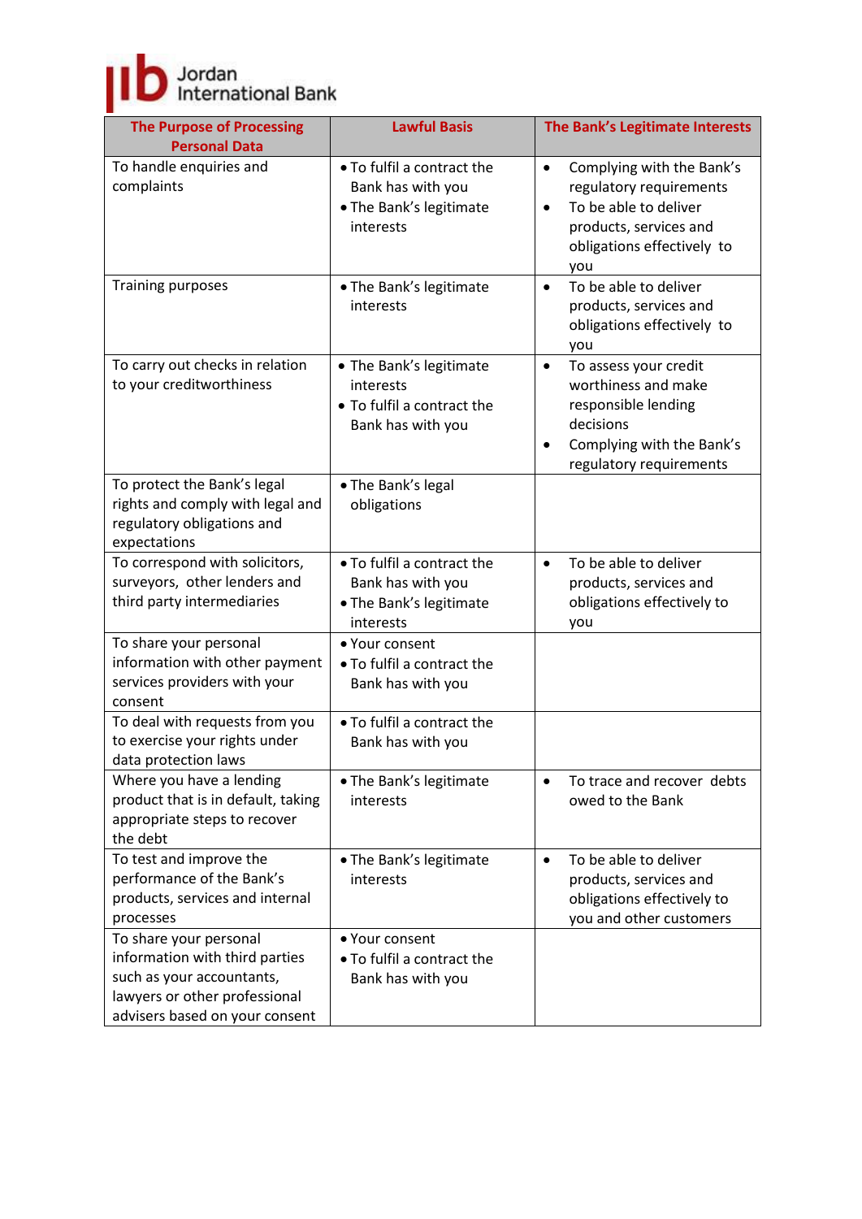| The Purpose of Processing Personal Data | Lawful Basis | The Bank's Legitimate Interests |
|---|---|---|
| To handle enquiries and complaints | • To fulfil a contract the Bank has with you<br>• The Bank's legitimate interests | • Complying with the Bank's regulatory requirements<br>• To be able to deliver products, services and obligations effectively to you |
| Training purposes | • The Bank's legitimate interests | • To be able to deliver products, services and obligations effectively to you |
| To carry out checks in relation to your creditworthiness | • The Bank's legitimate interests<br>• To fulfil a contract the Bank has with you | • To assess your credit worthiness and make responsible lending decisions<br>• Complying with the Bank's regulatory requirements |
| To protect the Bank's legal rights and comply with legal and regulatory obligations and expectations | • The Bank's legal obligations | |
| To correspond with solicitors, surveyors, other lenders and third party intermediaries | • To fulfil a contract the Bank has with you<br>• The Bank's legitimate interests | • To be able to deliver products, services and obligations effectively to you |
| To share your personal information with other payment services providers with your consent | • Your consent<br>• To fulfil a contract the Bank has with you | |
| To deal with requests from you to exercise your rights under data protection laws | • To fulfil a contract the Bank has with you | |
| Where you have a lending product that is in default, taking appropriate steps to recover the debt | • The Bank's legitimate interests | • To trace and recover debts owed to the Bank |
| To test and improve the performance of the Bank's products, services and internal processes | • The Bank's legitimate interests | • To be able to deliver products, services and obligations effectively to you and other customers |
| To share your personal information with third parties such as your accountants, lawyers or other professional advisers based on your consent | • Your consent<br>• To fulfil a contract the Bank has with you | |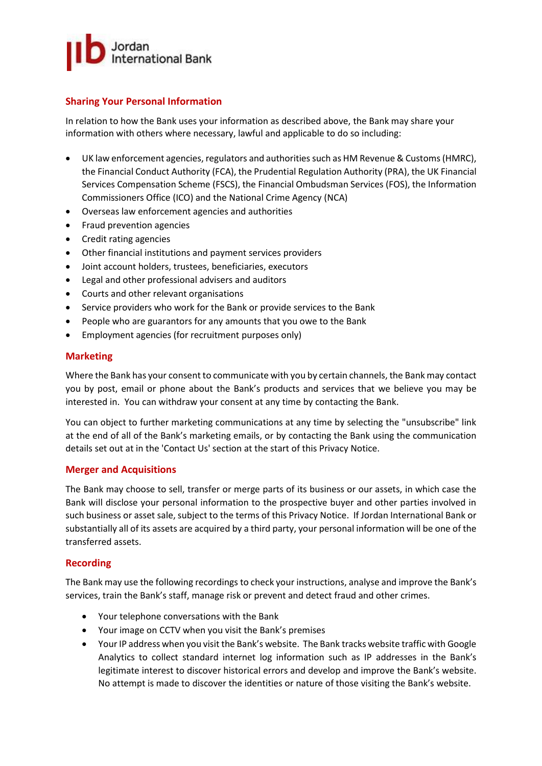## Sharing Your Personal Information

In relation to how the Bank uses your information as described above, the Bank may share your information with others where necessary, lawful and applicable to do so including:

- UK law enforcement agencies, regulators and authorities such as HM Revenue & Customs (HMRC), the Financial Conduct Authority (FCA), the Prudential Regulation Authority (PRA), the UK Financial Services Compensation Scheme (FSCS), the Financial Ombudsman Services (FOS), the Information Commissioners Office (ICO) and the National Crime Agency (NCA)
- Overseas law enforcement agencies and authorities
- Fraud prevention agencies
- Credit rating agencies
- Other financial institutions and payment services providers
- Joint account holders, trustees, beneficiaries, executors
- Legal and other professional advisers and auditors
- Courts and other relevant organisations
- Service providers who work for the Bank or provide services to the Bank
- People who are guarantors for any amounts that you owe to the Bank
- Employment agencies (for recruitment purposes only)

## Marketing

Where the Bank has your consent to communicate with you by certain channels, the Bank may contact you by post, email or phone about the Bank's products and services that we believe you may be interested in. You can withdraw your consent at any time by contacting the Bank.

You can object to further marketing communications at any time by selecting the "unsubscribe" link at the end of all of the Bank's marketing emails, or by contacting the Bank using the communication details set out at in the 'Contact Us' section at the start of this Privacy Notice.

## Merger and Acquisitions

The Bank may choose to sell, transfer or merge parts of its business or our assets, in which case the Bank will disclose your personal information to the prospective buyer and other parties involved in such business or asset sale, subject to the terms of this Privacy Notice. If Jordan International Bank or substantially all of its assets are acquired by a third party, your personal information will be one of the transferred assets.

## Recording

The Bank may use the following recordings to check your instructions, analyse and improve the Bank's services, train the Bank's staff, manage risk or prevent and detect fraud and other crimes.

- Your telephone conversations with the Bank
- Your image on CCTV when you visit the Bank's premises
- Your IP address when you visit the Bank's website. The Bank tracks website traffic with Google Analytics to collect standard internet log information such as IP addresses in the Bank's legitimate interest to discover historical errors and develop and improve the Bank's website. No attempt is made to discover the identities or nature of those visiting the Bank's website.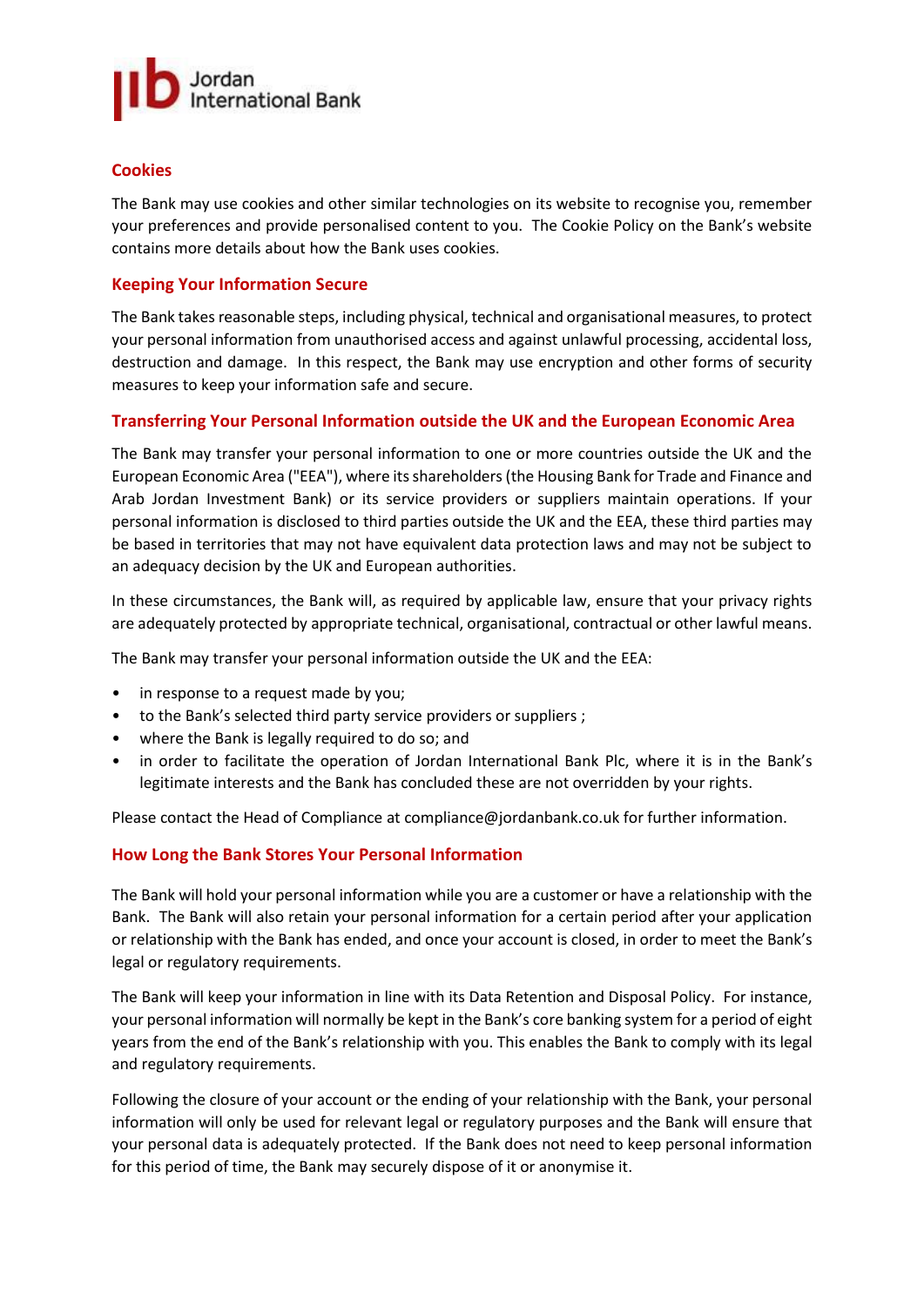## Cookies

The Bank may use cookies and other similar technologies on its website to recognise you, remember your preferences and provide personalised content to you. The Cookie Policy on the Bank's website contains more details about how the Bank uses cookies.

## Keeping Your Information Secure

The Bank takes reasonable steps, including physical, technical and organisational measures, to protect your personal information from unauthorised access and against unlawful processing, accidental loss, destruction and damage. In this respect, the Bank may use encryption and other forms of security measures to keep your information safe and secure.

## Transferring Your Personal Information outside the UK and the European Economic Area

The Bank may transfer your personal information to one or more countries outside the UK and the European Economic Area ("EEA"), where its shareholders (the Housing Bank for Trade and Finance and Arab Jordan Investment Bank) or its service providers or suppliers maintain operations. If your personal information is disclosed to third parties outside the UK and the EEA, these third parties may be based in territories that may not have equivalent data protection laws and may not be subject to an adequacy decision by the UK and European authorities.

In these circumstances, the Bank will, as required by applicable law, ensure that your privacy rights are adequately protected by appropriate technical, organisational, contractual or other lawful means.

The Bank may transfer your personal information outside the UK and the EEA:

- in response to a request made by you;
- to the Bank's selected third party service providers or suppliers ;
- where the Bank is legally required to do so; and
- in order to facilitate the operation of Jordan International Bank Plc, where it is in the Bank's legitimate interests and the Bank has concluded these are not overridden by your rights.

Please contact the Head of Compliance at compliance@jordanbank.co.uk for further information.

## How Long the Bank Stores Your Personal Information

The Bank will hold your personal information while you are a customer or have a relationship with the Bank. The Bank will also retain your personal information for a certain period after your application or relationship with the Bank has ended, and once your account is closed, in order to meet the Bank's legal or regulatory requirements.

The Bank will keep your information in line with its Data Retention and Disposal Policy. For instance, your personal information will normally be kept in the Bank's core banking system for a period of eight years from the end of the Bank's relationship with you. This enables the Bank to comply with its legal and regulatory requirements.

Following the closure of your account or the ending of your relationship with the Bank, your personal information will only be used for relevant legal or regulatory purposes and the Bank will ensure that your personal data is adequately protected. If the Bank does not need to keep personal information for this period of time, the Bank may securely dispose of it or anonymise it.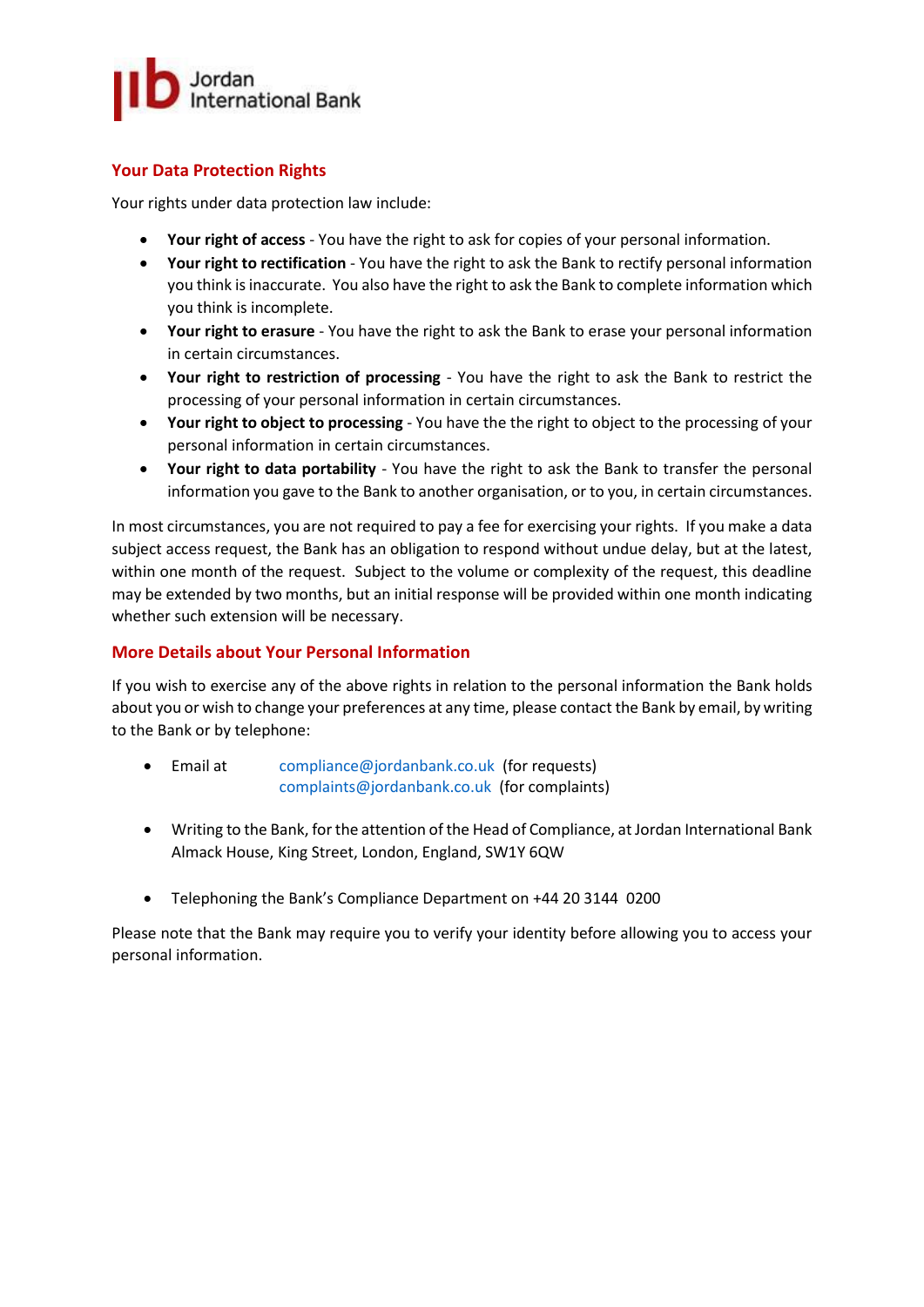## Your Data Protection Rights

Your rights under data protection law include:

- **Your right of access** - You have the right to ask for copies of your personal information.
- **Your right to rectification** - You have the right to ask the Bank to rectify personal information you think is inaccurate. You also have the right to ask the Bank to complete information which you think is incomplete.
- **Your right to erasure** - You have the right to ask the Bank to erase your personal information in certain circumstances.
- **Your right to restriction of processing** - You have the right to ask the Bank to restrict the processing of your personal information in certain circumstances.
- **Your right to object to processing** - You have the the right to object to the processing of your personal information in certain circumstances.
- **Your right to data portability** - You have the right to ask the Bank to transfer the personal information you gave to the Bank to another organisation, or to you, in certain circumstances.

In most circumstances, you are not required to pay a fee for exercising your rights. If you make a data subject access request, the Bank has an obligation to respond without undue delay, but at the latest, within one month of the request. Subject to the volume or complexity of the request, this deadline may be extended by two months, but an initial response will be provided within one month indicating whether such extension will be necessary.

## More Details about Your Personal Information

If you wish to exercise any of the above rights in relation to the personal information the Bank holds about you or wish to change your preferences at any time, please contact the Bank by email, by writing to the Bank or by telephone:

- Email at compliance@jordanbank.co.uk (for requests)
  complaints@jordanbank.co.uk (for complaints)

- Writing to the Bank, for the attention of the Head of Compliance, at Jordan International Bank Almack House, King Street, London, England, SW1Y 6QW

- Telephoning the Bank's Compliance Department on +44 20 3144 0200

Please note that the Bank may require you to verify your identity before allowing you to access your personal information.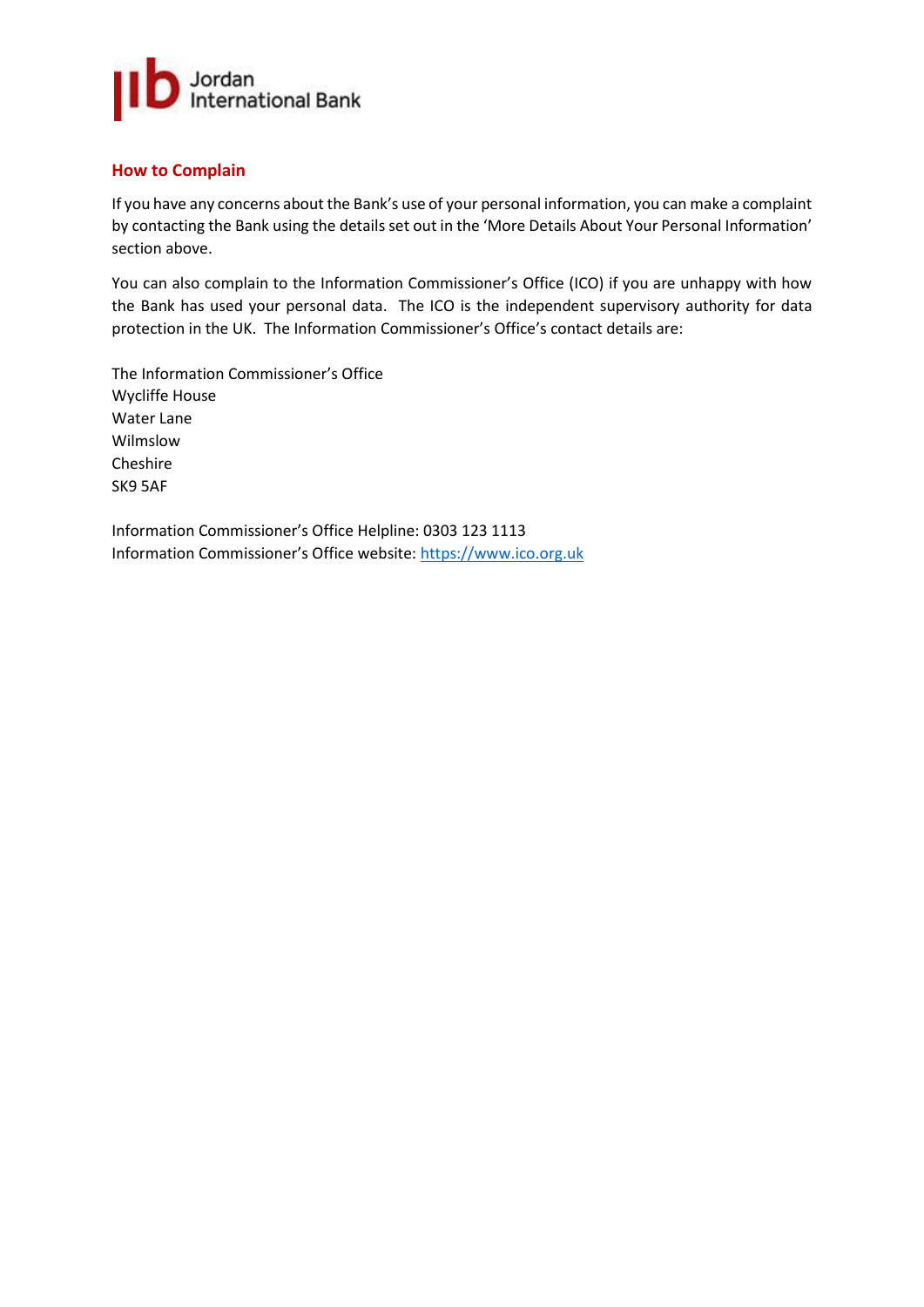## How to Complain

If you have any concerns about the Bank's use of your personal information, you can make a complaint by contacting the Bank using the details set out in the 'More Details About Your Personal Information' section above.

You can also complain to the Information Commissioner's Office (ICO) if you are unhappy with how the Bank has used your personal data. The ICO is the independent supervisory authority for data protection in the UK. The Information Commissioner's Office's contact details are:

The Information Commissioner's Office
Wycliffe House
Water Lane
Wilmslow
Cheshire
SK9 5AF

Information Commissioner's Office Helpline: 0303 123 1113
Information Commissioner's Office website: https://www.ico.org.uk